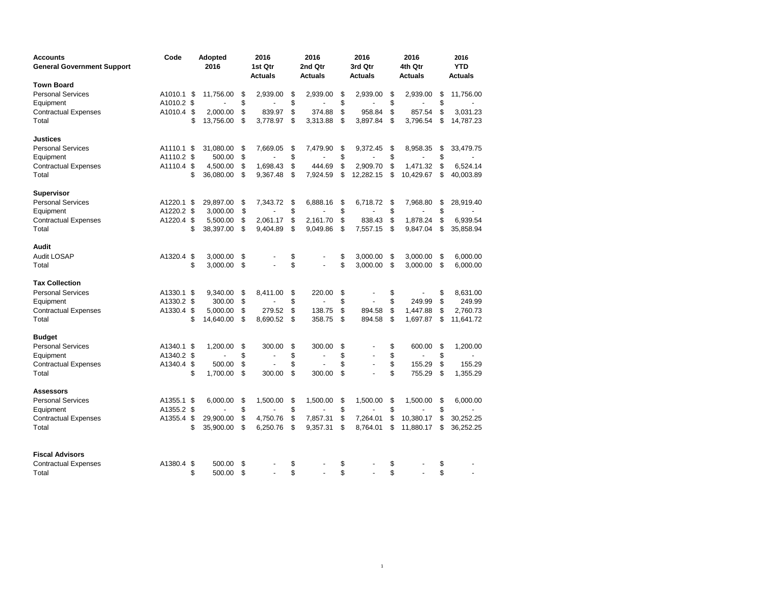| Accounts<br>General Government Support | Code | Adopted 2016 | 2016 1st Qtr Actuals | 2016 2nd Qtr Actuals | 2016 3rd Qtr Actuals | 2016 4th Qtr Actuals | 2016 YTD Actuals |
|---|---|---|---|---|---|---|---|
| **Town Board** | | | | | | | |
| Personal Services | A1010.1 | $ 11,756.00 | $ 2,939.00 | $ 2,939.00 | $ 2,939.00 | $ 2,939.00 | $ 11,756.00 |
| Equipment | A1010.2 | $ - | $ - | $ - | $ - | $ - | $ - |
| Contractual Expenses | A1010.4 | $ 2,000.00 | $ 839.97 | $ 374.88 | $ 958.84 | $ 857.54 | $ 3,031.23 |
| Total | | $ 13,756.00 | $ 3,778.97 | $ 3,313.88 | $ 3,897.84 | $ 3,796.54 | $ 14,787.23 |
| | | | | | | | |
| **Justices** | | | | | | | |
| Personal Services | A1110.1 | $ 31,080.00 | $ 7,669.05 | $ 7,479.90 | $ 9,372.45 | $ 8,958.35 | $ 33,479.75 |
| Equipment | A1110.2 | $ 500.00 | $ - | $ - | $ - | $ - | $ - |
| Contractual Expenses | A1110.4 | $ 4,500.00 | $ 1,698.43 | $ 444.69 | $ 2,909.70 | $ 1,471.32 | $ 6,524.14 |
| Total | | $ 36,080.00 | $ 9,367.48 | $ 7,924.59 | $ 12,282.15 | $ 10,429.67 | $ 40,003.89 |
| | | | | | | | |
| **Supervisor** | | | | | | | |
| Personal Services | A1220.1 | $ 29,897.00 | $ 7,343.72 | $ 6,888.16 | $ 6,718.72 | $ 7,968.80 | $ 28,919.40 |
| Equipment | A1220.2 | $ 3,000.00 | $ - | $ - | $ - | $ - | $ - |
| Contractual Expenses | A1220.4 | $ 5,500.00 | $ 2,061.17 | $ 2,161.70 | $ 838.43 | $ 1,878.24 | $ 6,939.54 |
| Total | | $ 38,397.00 | $ 9,404.89 | $ 9,049.86 | $ 7,557.15 | $ 9,847.04 | $ 35,858.94 |
| | | | | | | | |
| **Audit** | | | | | | | |
| Audit LOSAP | A1320.4 | $ 3,000.00 | $ - | $ - | $ 3,000.00 | $ 3,000.00 | $ 6,000.00 |
| Total | | $ 3,000.00 | $ - | $ - | $ 3,000.00 | $ 3,000.00 | $ 6,000.00 |
| | | | | | | | |
| **Tax Collection** | | | | | | | |
| Personal Services | A1330.1 | $ 9,340.00 | $ 8,411.00 | $ 220.00 | $ - | $ - | $ 8,631.00 |
| Equipment | A1330.2 | $ 300.00 | $ - | $ - | $ - | $ 249.99 | $ 249.99 |
| Contractual Expenses | A1330.4 | $ 5,000.00 | $ 279.52 | $ 138.75 | $ 894.58 | $ 1,447.88 | $ 2,760.73 |
| Total | | $ 14,640.00 | $ 8,690.52 | $ 358.75 | $ 894.58 | $ 1,697.87 | $ 11,641.72 |
| | | | | | | | |
| **Budget** | | | | | | | |
| Personal Services | A1340.1 | $ 1,200.00 | $ 300.00 | $ 300.00 | $ - | $ 600.00 | $ 1,200.00 |
| Equipment | A1340.2 | $ - | $ - | $ - | $ - | $ - | $ - |
| Contractual Expenses | A1340.4 | $ 500.00 | $ - | $ - | $ - | $ 155.29 | $ 155.29 |
| Total | | $ 1,700.00 | $ 300.00 | $ 300.00 | $ - | $ 755.29 | $ 1,355.29 |
| | | | | | | | |
| **Assessors** | | | | | | | |
| Personal Services | A1355.1 | $ 6,000.00 | $ 1,500.00 | $ 1,500.00 | $ 1,500.00 | $ 1,500.00 | $ 6,000.00 |
| Equipment | A1355.2 | $ - | $ - | $ - | $ - | $ - | $ - |
| Contractual Expenses | A1355.4 | $ 29,900.00 | $ 4,750.76 | $ 7,857.31 | $ 7,264.01 | $ 10,380.17 | $ 30,252.25 |
| Total | | $ 35,900.00 | $ 6,250.76 | $ 9,357.31 | $ 8,764.01 | $ 11,880.17 | $ 36,252.25 |
| | | | | | | | |
| **Fiscal Advisors** | | | | | | | |
| Contractual Expenses | A1380.4 | $ 500.00 | $ - | $ - | $ - | $ - | $ - |
| Total | | $ 500.00 | $ - | $ - | $ - | $ - | $ - |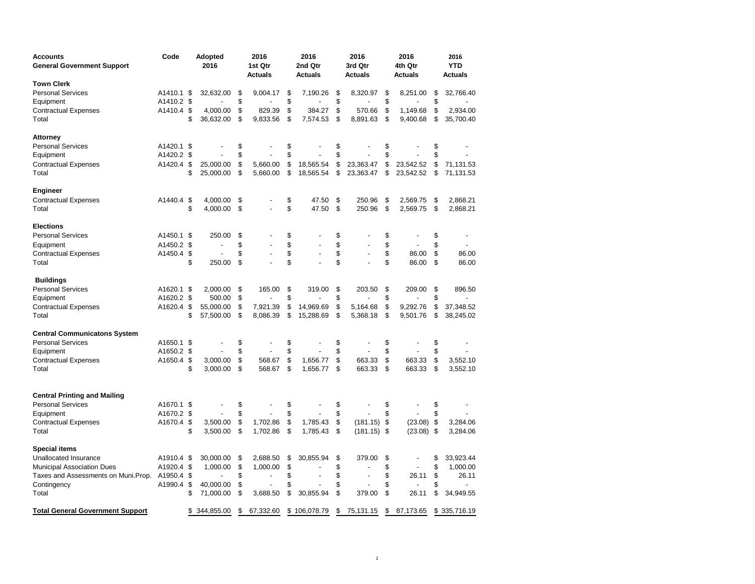| Accounts<br>General Government Support | Code | Adopted 2016 | 2016 1st Qtr Actuals | 2016 2nd Qtr Actuals | 2016 3rd Qtr Actuals | 2016 4th Qtr Actuals | 2016 YTD Actuals |
|---|---|---|---|---|---|---|---|
| **Town Clerk** | | | | | | | |
| Personal Services | A1410.1 | $ 32,632.00 | $ 9,004.17 | $ 7,190.26 | $ 8,320.97 | $ 8,251.00 | $ 32,766.40 |
| Equipment | A1410.2 | $ - | $ - | $ - | $ - | $ - | $ - |
| Contractual Expenses | A1410.4 | $ 4,000.00 | $ 829.39 | $ 384.27 | $ 570.66 | $ 1,149.68 | $ 2,934.00 |
| Total | | $ 36,632.00 | $ 9,833.56 | $ 7,574.53 | $ 8,891.63 | $ 9,400.68 | $ 35,700.40 |
| **Attorney** | | | | | | | |
| Personal Services | A1420.1 | $ - | $ - | $ - | $ - | $ - | $ - |
| Equipment | A1420.2 | $ - | $ - | $ - | $ - | $ - | $ - |
| Contractual Expenses | A1420.4 | $ 25,000.00 | $ 5,660.00 | $ 18,565.54 | $ 23,363.47 | $ 23,542.52 | $ 71,131.53 |
| Total | | $ 25,000.00 | $ 5,660.00 | $ 18,565.54 | $ 23,363.47 | $ 23,542.52 | $ 71,131.53 |
| **Engineer** | | | | | | | |
| Contractual Expenses | A1440.4 | $ 4,000.00 | $ - | $ 47.50 | $ 250.96 | $ 2,569.75 | $ 2,868.21 |
| Total | | $ 4,000.00 | $ - | $ 47.50 | $ 250.96 | $ 2,569.75 | $ 2,868.21 |
| **Elections** | | | | | | | |
| Personal Services | A1450.1 | $ 250.00 | $ - | $ - | $ - | $ - | $ - |
| Equipment | A1450.2 | $ - | $ - | $ - | $ - | $ - | $ - |
| Contractual Expenses | A1450.4 | $ - | $ - | $ - | $ - | $ 86.00 | $ 86.00 |
| Total | | $ 250.00 | $ - | $ - | $ - | $ 86.00 | $ 86.00 |
| **Buildings** | | | | | | | |
| Personal Services | A1620.1 | $ 2,000.00 | $ 165.00 | $ 319.00 | $ 203.50 | $ 209.00 | $ 896.50 |
| Equipment | A1620.2 | $ 500.00 | $ - | $ - | $ - | $ - | $ - |
| Contractual Expenses | A1620.4 | $ 55,000.00 | $ 7,921.39 | $ 14,969.69 | $ 5,164.68 | $ 9,292.76 | $ 37,348.52 |
| Total | | $ 57,500.00 | $ 8,086.39 | $ 15,288.69 | $ 5,368.18 | $ 9,501.76 | $ 38,245.02 |
| **Central Communicatons System** | | | | | | | |
| Personal Services | A1650.1 | $ - | $ - | $ - | $ - | $ - | $ - |
| Equipment | A1650.2 | $ - | $ - | $ - | $ - | $ - | $ - |
| Contractual Expenses | A1650.4 | $ 3,000.00 | $ 568.67 | $ 1,656.77 | $ 663.33 | $ 663.33 | $ 3,552.10 |
| Total | | $ 3,000.00 | $ 568.67 | $ 1,656.77 | $ 663.33 | $ 663.33 | $ 3,552.10 |
| **Central Printing and Mailing** | | | | | | | |
| Personal Services | A1670.1 | $ - | $ - | $ - | $ - | $ - | $ - |
| Equipment | A1670.2 | $ - | $ - | $ - | $ - | $ - | $ - |
| Contractual Expenses | A1670.4 | $ 3,500.00 | $ 1,702.86 | $ 1,785.43 | $ (181.15) | $ (23.08) | $ 3,284.06 |
| Total | | $ 3,500.00 | $ 1,702.86 | $ 1,785.43 | $ (181.15) | $ (23.08) | $ 3,284.06 |
| **Special items** | | | | | | | |
| Unallocated Insurance | A1910.4 | $ 30,000.00 | $ 2,688.50 | $ 30,855.94 | $ 379.00 | $ - | $ 33,923.44 |
| Municipal Association Dues | A1920.4 | $ 1,000.00 | $ 1,000.00 | $ - | $ - | $ - | $ 1,000.00 |
| Taxes and Assessments on Muni.Prop. | A1950.4 | $ - | $ - | $ - | $ - | $ 26.11 | $ 26.11 |
| Contingency | A1990.4 | $ 40,000.00 | $ - | $ - | $ - | $ - | $ - |
| Total | | $ 71,000.00 | $ 3,688.50 | $ 30,855.94 | $ 379.00 | $ 26.11 | $ 34,949.55 |
| **Total General Government Support** | | $ 344,855.00 | $ 67,332.60 | $ 106,078.79 | $ 75,131.15 | $ 87,173.65 | $ 335,716.19 |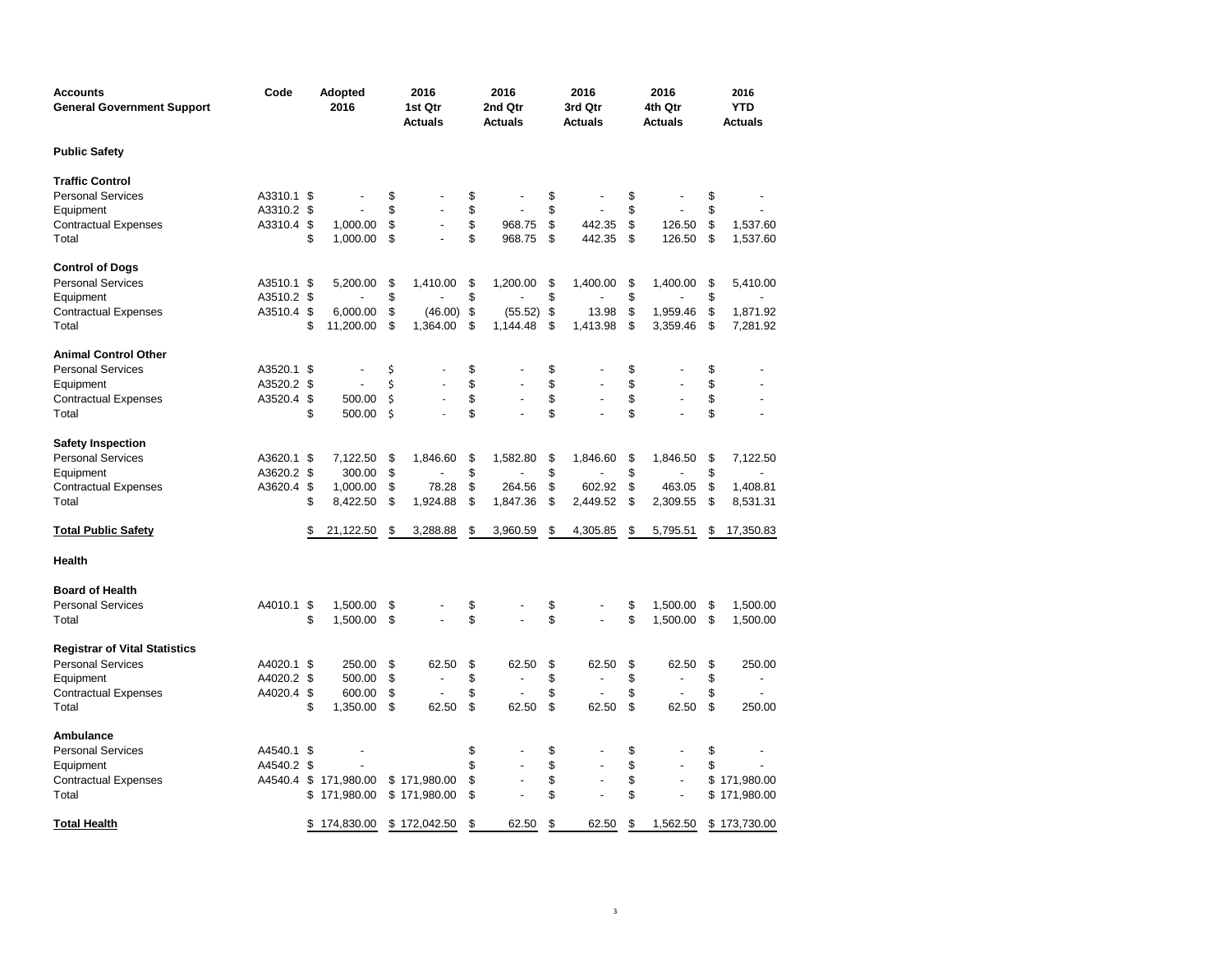| Accounts General Government Support | Code | Adopted 2016 | 2016 1st Qtr Actuals | 2016 2nd Qtr Actuals | 2016 3rd Qtr Actuals | 2016 4th Qtr Actuals | 2016 YTD Actuals |
|---|---|---|---|---|---|---|---|
| **Public Safety** | | | | | | | |
| **Traffic Control** | | | | | | | |
| Personal Services | A3310.1 | $ - | $ - | $ - | $ - | $ - | $ - |
| Equipment | A3310.2 | $ - | $ - | $ - | $ - | $ - | $ - |
| Contractual Expenses | A3310.4 | $ 1,000.00 | $ - | $ 968.75 | $ 442.35 | $ 126.50 | $ 1,537.60 |
| Total | | $ 1,000.00 | $ - | $ 968.75 | $ 442.35 | $ 126.50 | $ 1,537.60 |
| **Control of Dogs** | | | | | | | |
| Personal Services | A3510.1 | $ 5,200.00 | $ 1,410.00 | $ 1,200.00 | $ 1,400.00 | $ 1,400.00 | $ 5,410.00 |
| Equipment | A3510.2 | $ - | $ - | $ - | $ - | $ - | $ - |
| Contractual Expenses | A3510.4 | $ 6,000.00 | $ (46.00) | $ (55.52) | $ 13.98 | $ 1,959.46 | $ 1,871.92 |
| Total | | $ 11,200.00 | $ 1,364.00 | $ 1,144.48 | $ 1,413.98 | $ 3,359.46 | $ 7,281.92 |
| **Animal Control Other** | | | | | | | |
| Personal Services | A3520.1 | $ - | $ - | $ - | $ - | $ - | $ - |
| Equipment | A3520.2 | $ - | $ - | $ - | $ - | $ - | $ - |
| Contractual Expenses | A3520.4 | $ 500.00 | $ - | $ - | $ - | $ - | $ - |
| Total | | $ 500.00 | $ - | $ - | $ - | $ - | $ - |
| **Safety Inspection** | | | | | | | |
| Personal Services | A3620.1 | $ 7,122.50 | $ 1,846.60 | $ 1,582.80 | $ 1,846.60 | $ 1,846.50 | $ 7,122.50 |
| Equipment | A3620.2 | $ 300.00 | $ - | $ - | $ - | $ - | $ - |
| Contractual Expenses | A3620.4 | $ 1,000.00 | $ 78.28 | $ 264.56 | $ 602.92 | $ 463.05 | $ 1,408.81 |
| Total | | $ 8,422.50 | $ 1,924.88 | $ 1,847.36 | $ 2,449.52 | $ 2,309.55 | $ 8,531.31 |
| **Total Public Safety** | | $ 21,122.50 | $ 3,288.88 | $ 3,960.59 | $ 4,305.85 | $ 5,795.51 | $ 17,350.83 |
| **Health** | | | | | | | |
| **Board of Health** | | | | | | | |
| Personal Services | A4010.1 | $ 1,500.00 | $ - | $ - | $ - | $ 1,500.00 | $ 1,500.00 |
| Total | | $ 1,500.00 | $ - | $ - | $ - | $ 1,500.00 | $ 1,500.00 |
| **Registrar of Vital Statistics** | | | | | | | |
| Personal Services | A4020.1 | $ 250.00 | $ 62.50 | $ 62.50 | $ 62.50 | $ 62.50 | $ 250.00 |
| Equipment | A4020.2 | $ 500.00 | $ - | $ - | $ - | $ - | $ - |
| Contractual Expenses | A4020.4 | $ 600.00 | $ - | $ - | $ - | $ - | $ - |
| Total | | $ 1,350.00 | $ 62.50 | $ 62.50 | $ 62.50 | $ 62.50 | $ 250.00 |
| **Ambulance** | | | | | | | |
| Personal Services | A4540.1 | $ - | | $ - | $ - | $ - | $ - |
| Equipment | A4540.2 | $ - | | $ - | $ - | $ - | $ - |
| Contractual Expenses | A4540.4 | $ 171,980.00 | $ 171,980.00 | $ - | $ - | $ - | $ 171,980.00 |
| Total | | $ 171,980.00 | $ 171,980.00 | $ - | $ - | $ - | $ 171,980.00 |
| **Total Health** | | $ 174,830.00 | $ 172,042.50 | $ 62.50 | $ 62.50 | $ 1,562.50 | $ 173,730.00 |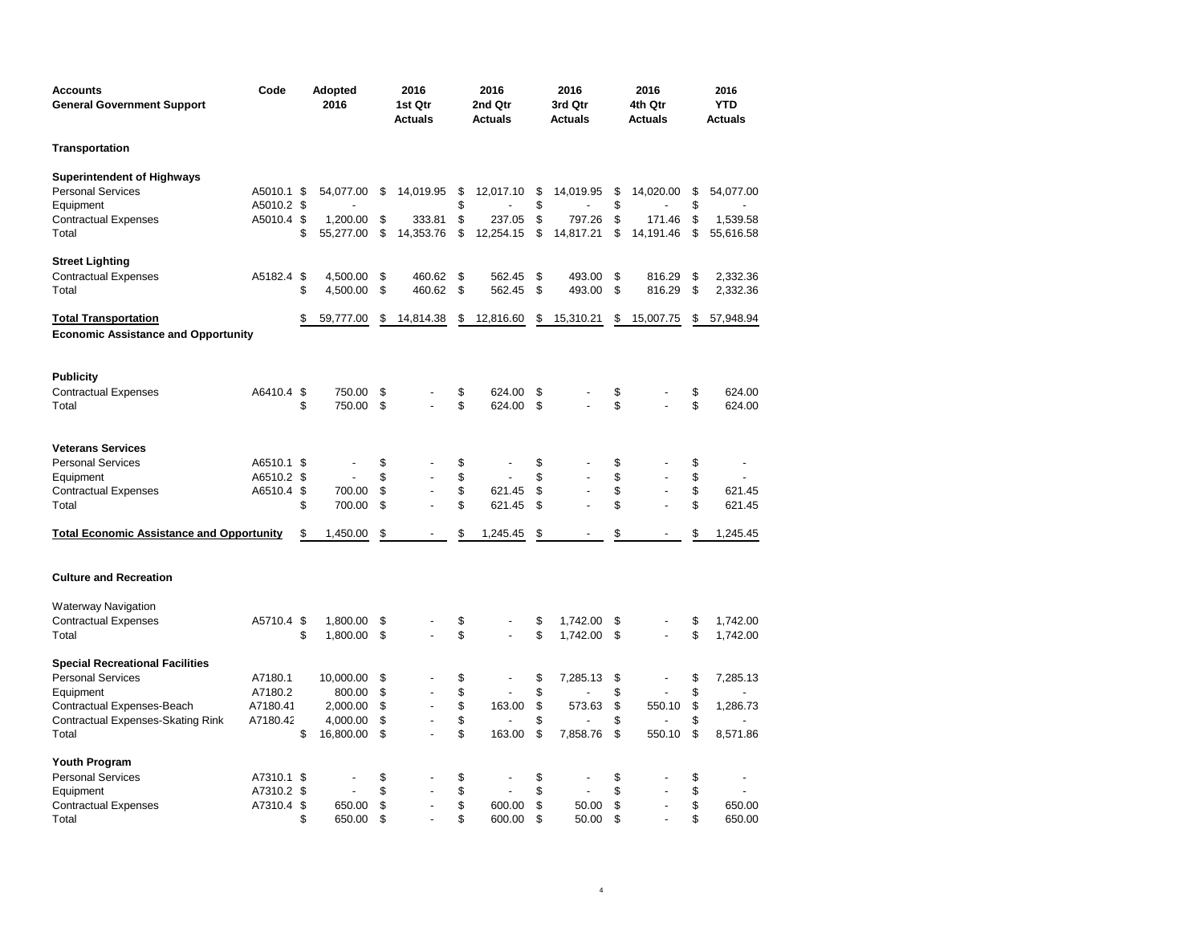| Accounts<br>General Government Support | Code | Adopted 2016 | 2016 1st Qtr Actuals | 2016 2nd Qtr Actuals | 2016 3rd Qtr Actuals | 2016 4th Qtr Actuals | 2016 YTD Actuals |
|---|---|---|---|---|---|---|---|
| **Transportation** | | | | | | | |
| **Superintendent of Highways** | | | | | | | |
| Personal Services | A5010.1 | $ 54,077.00 | $ 14,019.95 | $ 12,017.10 | $ 14,019.95 | $ 14,020.00 | $ 54,077.00 |
| Equipment | A5010.2 | $ - | | $ - | $ - | $ - | $ - |
| Contractual Expenses | A5010.4 | $ 1,200.00 | $ 333.81 | $ 237.05 | $ 797.26 | $ 171.46 | $ 1,539.58 |
| Total | | $ 55,277.00 | $ 14,353.76 | $ 12,254.15 | $ 14,817.21 | $ 14,191.46 | $ 55,616.58 |
| **Street Lighting** | | | | | | | |
| Contractual Expenses | A5182.4 | $ 4,500.00 | $ 460.62 | $ 562.45 | $ 493.00 | $ 816.29 | $ 2,332.36 |
| Total | | $ 4,500.00 | $ 460.62 | $ 562.45 | $ 493.00 | $ 816.29 | $ 2,332.36 |
| **Total Transportation** | | $ 59,777.00 | $ 14,814.38 | $ 12,816.60 | $ 15,310.21 | $ 15,007.75 | $ 57,948.94 |
| **Economic Assistance and Opportunity** | | | | | | | |
| **Publicity** | | | | | | | |
| Contractual Expenses | A6410.4 | $ 750.00 | $ - | $ 624.00 | $ - | $ - | $ 624.00 |
| Total | | $ 750.00 | $ - | $ 624.00 | $ - | $ - | $ 624.00 |
| **Veterans Services** | | | | | | | |
| Personal Services | A6510.1 | $ - | $ - | $ - | $ - | $ - | $ - |
| Equipment | A6510.2 | $ - | $ - | $ - | $ - | $ - | $ - |
| Contractual Expenses | A6510.4 | $ 700.00 | $ - | $ 621.45 | $ - | $ - | $ 621.45 |
| Total | | $ 700.00 | $ - | $ 621.45 | $ - | $ - | $ 621.45 |
| **Total Economic Assistance and Opportunity** | | $ 1,450.00 | $ - | $ 1,245.45 | $ - | $ - | $ 1,245.45 |
| **Culture and Recreation** | | | | | | | |
| Waterway Navigation | | | | | | | |
| Contractual Expenses | A5710.4 | $ 1,800.00 | $ - | $ - | $ 1,742.00 | $ - | $ 1,742.00 |
| Total | | $ 1,800.00 | $ - | $ - | $ 1,742.00 | $ - | $ 1,742.00 |
| **Special Recreational Facilities** | | | | | | | |
| Personal Services | A7180.1 | 10,000.00 | $ - | $ - | $ 7,285.13 | $ - | $ 7,285.13 |
| Equipment | A7180.2 | 800.00 | $ - | $ - | $ - | $ - | $ - |
| Contractual Expenses-Beach | A7180.41 | 2,000.00 | $ - | $ 163.00 | $ 573.63 | $ 550.10 | $ 1,286.73 |
| Contractual Expenses-Skating Rink | A7180.42 | 4,000.00 | $ - | $ - | $ - | $ - | $ - |
| Total | | $ 16,800.00 | $ - | $ 163.00 | $ 7,858.76 | $ 550.10 | $ 8,571.86 |
| **Youth Program** | | | | | | | |
| Personal Services | A7310.1 | $ - | $ - | $ - | $ - | $ - | $ - |
| Equipment | A7310.2 | $ - | $ - | $ - | $ - | $ - | $ - |
| Contractual Expenses | A7310.4 | $ 650.00 | $ - | $ 600.00 | $ 50.00 | $ - | $ 650.00 |
| Total | | $ 650.00 | $ - | $ 600.00 | $ 50.00 | $ - | $ 650.00 |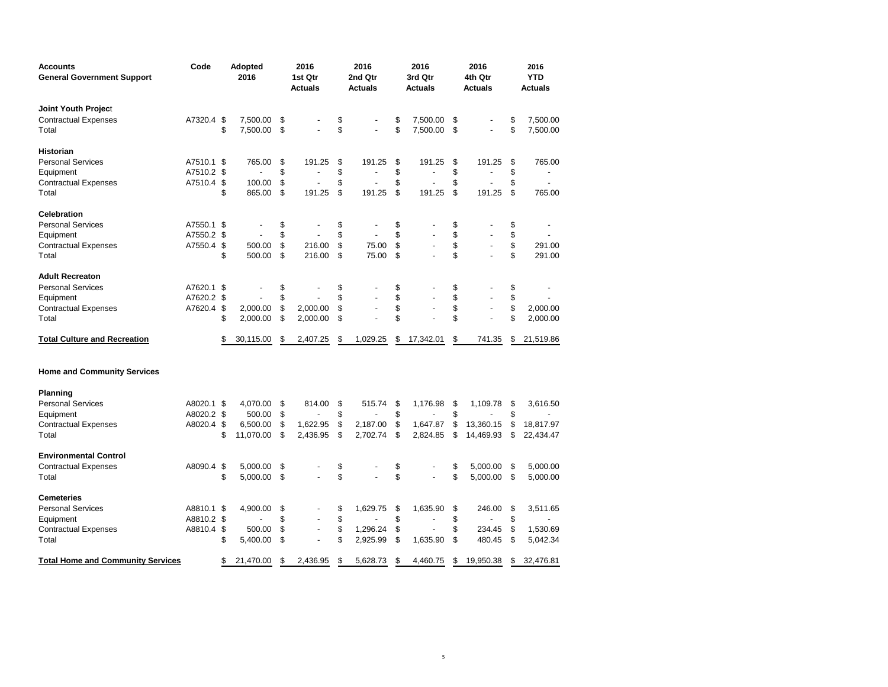| Accounts<br>General Government Support | Code | Adopted 2016 | 2016 1st Qtr Actuals | 2016 2nd Qtr Actuals | 2016 3rd Qtr Actuals | 2016 4th Qtr Actuals | 2016 YTD Actuals |
|---|---|---|---|---|---|---|---|
| **Joint Youth Project** | | | | | | | |
| Contractual Expenses | A7320.4 | $ 7,500.00 | $ - | $ - | $ 7,500.00 | $ - | $ 7,500.00 |
| Total | | $ 7,500.00 | $ - | $ - | $ 7,500.00 | $ - | $ 7,500.00 |
| **Historian** | | | | | | | |
| Personal Services | A7510.1 | $ 765.00 | $ 191.25 | $ 191.25 | $ 191.25 | $ 191.25 | $ 765.00 |
| Equipment | A7510.2 | $ - | $ - | $ - | $ - | $ - | $ - |
| Contractual Expenses | A7510.4 | $ 100.00 | $ - | $ - | $ - | $ - | $ - |
| Total | | $ 865.00 | $ 191.25 | $ 191.25 | $ 191.25 | $ 191.25 | $ 765.00 |
| **Celebration** | | | | | | | |
| Personal Services | A7550.1 | $ - | $ - | $ - | $ - | $ - | $ - |
| Equipment | A7550.2 | $ - | $ - | $ - | $ - | $ - | $ - |
| Contractual Expenses | A7550.4 | $ 500.00 | $ 216.00 | $ 75.00 | $ - | $ - | $ 291.00 |
| Total | | $ 500.00 | $ 216.00 | $ 75.00 | $ - | $ - | $ 291.00 |
| **Adult Recreaton** | | | | | | | |
| Personal Services | A7620.1 | $ - | $ - | $ - | $ - | $ - | $ - |
| Equipment | A7620.2 | $ - | $ - | $ - | $ - | $ - | $ - |
| Contractual Expenses | A7620.4 | $ 2,000.00 | $ 2,000.00 | $ - | $ - | $ - | $ 2,000.00 |
| Total | | $ 2,000.00 | $ 2,000.00 | $ - | $ - | $ - | $ 2,000.00 |
| **Total Culture and Recreation** | | $ 30,115.00 | $ 2,407.25 | $ 1,029.25 | $ 17,342.01 | $ 741.35 | $ 21,519.86 |
| | | | | | | | |
| **Home and Community Services** | | | | | | | |
| **Planning** | | | | | | | |
| Personal Services | A8020.1 | $ 4,070.00 | $ 814.00 | $ 515.74 | $ 1,176.98 | $ 1,109.78 | $ 3,616.50 |
| Equipment | A8020.2 | $ 500.00 | $ - | $ - | $ - | $ - | $ - |
| Contractual Expenses | A8020.4 | $ 6,500.00 | $ 1,622.95 | $ 2,187.00 | $ 1,647.87 | $ 13,360.15 | $ 18,817.97 |
| Total | | $ 11,070.00 | $ 2,436.95 | $ 2,702.74 | $ 2,824.85 | $ 14,469.93 | $ 22,434.47 |
| **Environmental Control** | | | | | | | |
| Contractual Expenses | A8090.4 | $ 5,000.00 | $ - | $ - | $ - | $ 5,000.00 | $ 5,000.00 |
| Total | | $ 5,000.00 | $ - | $ - | $ - | $ 5,000.00 | $ 5,000.00 |
| **Cemeteries** | | | | | | | |
| Personal Services | A8810.1 | $ 4,900.00 | $ - | $ 1,629.75 | $ 1,635.90 | $ 246.00 | $ 3,511.65 |
| Equipment | A8810.2 | $ - | $ - | $ - | $ - | $ - | $ - |
| Contractual Expenses | A8810.4 | $ 500.00 | $ - | $ 1,296.24 | $ - | $ 234.45 | $ 1,530.69 |
| Total | | $ 5,400.00 | $ - | $ 2,925.99 | $ 1,635.90 | $ 480.45 | $ 5,042.34 |
| **Total Home and Community Services** | | $ 21,470.00 | $ 2,436.95 | $ 5,628.73 | $ 4,460.75 | $ 19,950.38 | $ 32,476.81 |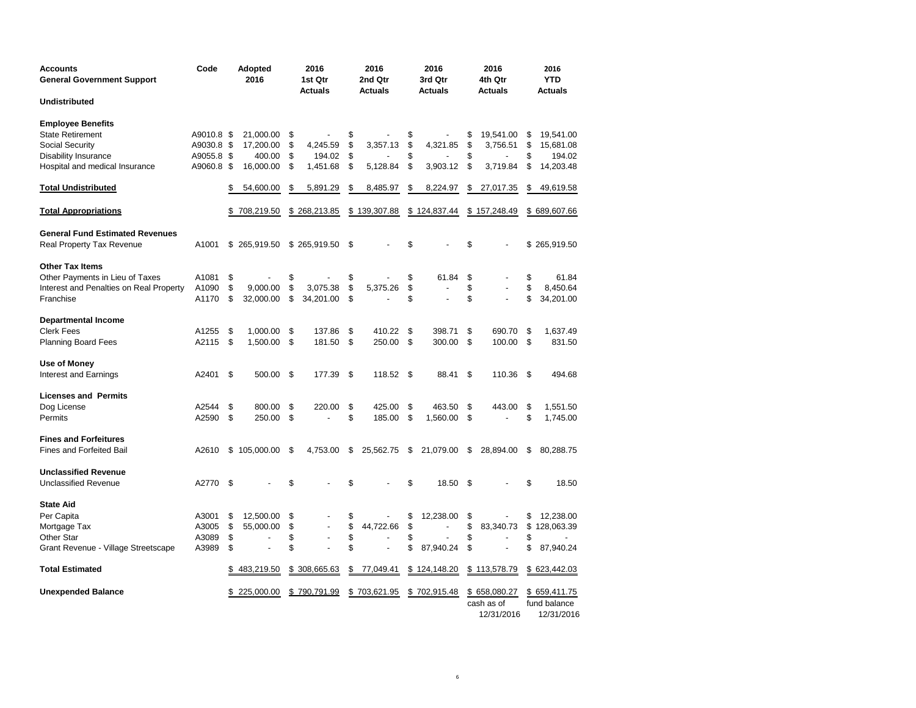| Accounts<br>General Government Support | Code | Adopted 2016 | 2016 1st Qtr Actuals | 2016 2nd Qtr Actuals | 2016 3rd Qtr Actuals | 2016 4th Qtr Actuals | 2016 YTD Actuals |
|---|---|---|---|---|---|---|---|
| **Undistributed** | | | | | | | |
| | | | | | | | |
| **Employee Benefits** | | | | | | | |
| State Retirement | A9010.8 | $ 21,000.00 | $ - | $ - | $ - | $ 19,541.00 | $ 19,541.00 |
| Social Security | A9030.8 | $ 17,200.00 | $ 4,245.59 | $ 3,357.13 | $ 4,321.85 | $ 3,756.51 | $ 15,681.08 |
| Disability Insurance | A9055.8 | $ 400.00 | $ 194.02 | $ - | $ - | $ - | $ 194.02 |
| Hospital and medical Insurance | A9060.8 | $ 16,000.00 | $ 1,451.68 | $ 5,128.84 | $ 3,903.12 | $ 3,719.84 | $ 14,203.48 |
| **Total Undistributed** | | $ 54,600.00 | $ 5,891.29 | $ 8,485.97 | $ 8,224.97 | $ 27,017.35 | $ 49,619.58 |
| **Total Appropriations** | | $ 708,219.50 | $ 268,213.85 | $ 139,307.88 | $ 124,837.44 | $ 157,248.49 | $ 689,607.66 |
| | | | | | | | |
| **General Fund Estimated Revenues** | | | | | | | |
| Real Property Tax Revenue | A1001 | $ 265,919.50 | $ 265,919.50 | $ - | $ - | $ - | $ 265,919.50 |
| | | | | | | | |
| **Other Tax Items** | | | | | | | |
| Other Payments in Lieu of Taxes | A1081 | $ - | $ - | $ - | $ 61.84 | $ - | $ 61.84 |
| Interest and Penalties on Real Property | A1090 | $ 9,000.00 | $ 3,075.38 | $ 5,375.26 | $ - | $ - | $ 8,450.64 |
| Franchise | A1170 | $ 32,000.00 | $ 34,201.00 | $ - | $ - | $ - | $ 34,201.00 |
| | | | | | | | |
| **Departmental Income** | | | | | | | |
| Clerk Fees | A1255 | $ 1,000.00 | $ 137.86 | $ 410.22 | $ 398.71 | $ 690.70 | $ 1,637.49 |
| Planning Board Fees | A2115 | $ 1,500.00 | $ 181.50 | $ 250.00 | $ 300.00 | $ 100.00 | $ 831.50 |
| | | | | | | | |
| **Use of Money** | | | | | | | |
| Interest and Earnings | A2401 | $ 500.00 | $ 177.39 | $ 118.52 | $ 88.41 | $ 110.36 | $ 494.68 |
| | | | | | | | |
| **Licenses and Permits** | | | | | | | |
| Dog License | A2544 | $ 800.00 | $ 220.00 | $ 425.00 | $ 463.50 | $ 443.00 | $ 1,551.50 |
| Permits | A2590 | $ 250.00 | $ - | $ 185.00 | $ 1,560.00 | $ - | $ 1,745.00 |
| | | | | | | | |
| **Fines and Forfeitures** | | | | | | | |
| Fines and Forfeited Bail | A2610 | $ 105,000.00 | $ 4,753.00 | $ 25,562.75 | $ 21,079.00 | $ 28,894.00 | $ 80,288.75 |
| | | | | | | | |
| **Unclassified Revenue** | | | | | | | |
| Unclassified Revenue | A2770 | $ - | $ - | $ - | $ 18.50 | $ - | $ 18.50 |
| | | | | | | | |
| **State Aid** | | | | | | | |
| Per Capita | A3001 | $ 12,500.00 | $ - | $ - | $ 12,238.00 | $ - | $ 12,238.00 |
| Mortgage Tax | A3005 | $ 55,000.00 | $ - | $ 44,722.66 | $ - | $ 83,340.73 | $ 128,063.39 |
| Other Star | A3089 | $ - | $ - | $ - | $ - | $ - | $ - |
| Grant Revenue - Village Streetscape | A3989 | $ - | $ - | $ - | $ 87,940.24 | $ - | $ 87,940.24 |
| **Total Estimated** | | $ 483,219.50 | $ 308,665.63 | $ 77,049.41 | $ 124,148.20 | $ 113,578.79 | $ 623,442.03 |
| | | | | | | | |
| **Unexpended Balance** | | $ 225,000.00 | $ 790,791.99 | $ 703,621.95 | $ 702,915.48 | $ 658,080.27<br>cash as of 12/31/2016 | $ 659,411.75<br>fund balance 12/31/2016 |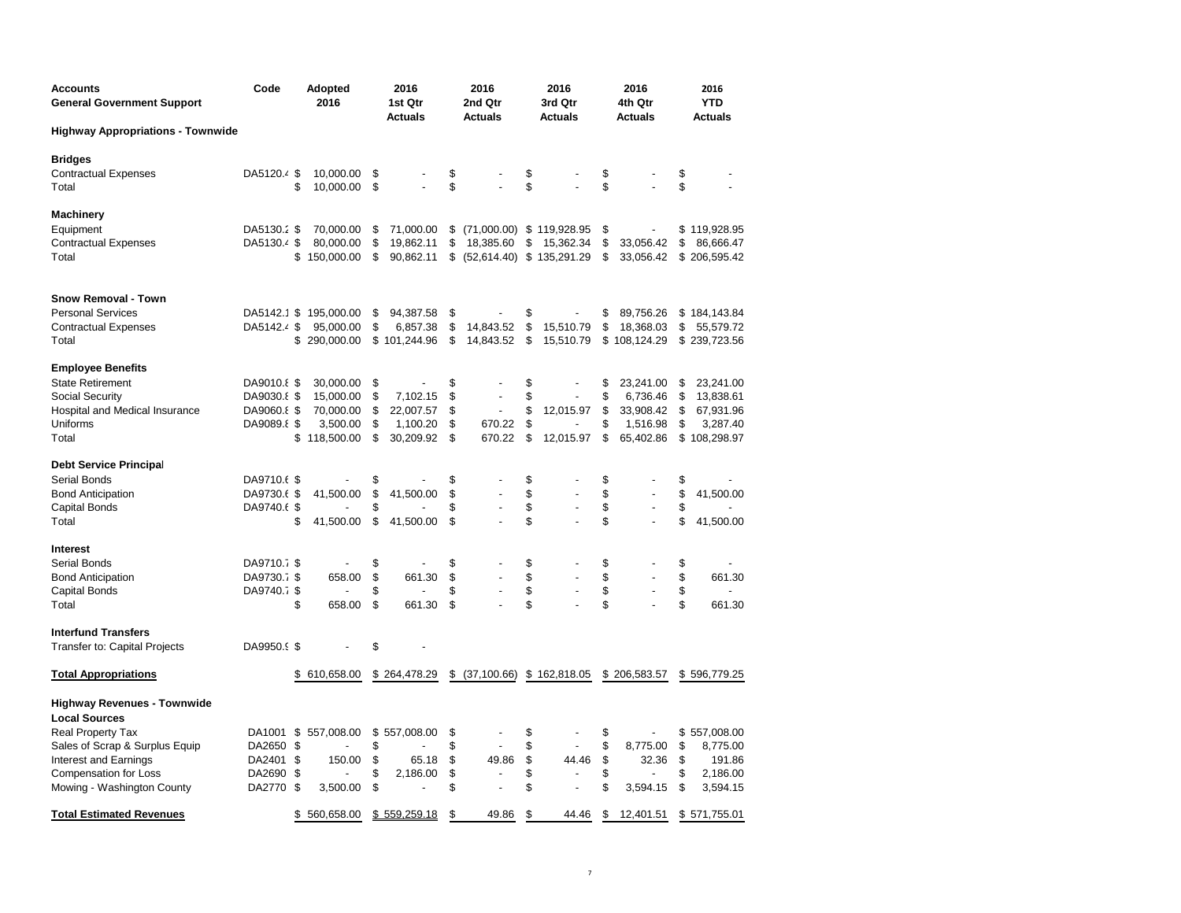| Accounts General Government Support | Code | Adopted 2016 | 2016 1st Qtr Actuals | 2016 2nd Qtr Actuals | 2016 3rd Qtr Actuals | 2016 4th Qtr Actuals | 2016 YTD Actuals |
|---|---|---|---|---|---|---|---|
| **Highway Appropriations - Townwide** | | | | | | | |
| **Bridges** | | | | | | | |
| Contractual Expenses | DA5120.4 | $ 10,000.00 | $ - | $ - | $ - | $ - | $ - |
| Total | | $ 10,000.00 | $ - | $ - | $ - | $ - | $ - |
| **Machinery** | | | | | | | |
| Equipment | DA5130.2 | $ 70,000.00 | $ 71,000.00 | $ (71,000.00) | $ 119,928.95 | $ - | $ 119,928.95 |
| Contractual Expenses | DA5130.4 | $ 80,000.00 | $ 19,862.11 | $ 18,385.60 | $ 15,362.34 | $ 33,056.42 | $ 86,666.47 |
| Total | | $ 150,000.00 | $ 90,862.11 | $ (52,614.40) | $ 135,291.29 | $ 33,056.42 | $ 206,595.42 |
| **Snow Removal - Town** | | | | | | | |
| Personal Services | DA5142.1 | $ 195,000.00 | $ 94,387.58 | $ - | $ - | $ 89,756.26 | $ 184,143.84 |
| Contractual Expenses | DA5142.4 | $ 95,000.00 | $ 6,857.38 | $ 14,843.52 | $ 15,510.79 | $ 18,368.03 | $ 55,579.72 |
| Total | | $ 290,000.00 | $ 101,244.96 | $ 14,843.52 | $ 15,510.79 | $ 108,124.29 | $ 239,723.56 |
| **Employee Benefits** | | | | | | | |
| State Retirement | DA9010.8 | $ 30,000.00 | $ - | $ - | $ - | $ 23,241.00 | $ 23,241.00 |
| Social Security | DA9030.8 | $ 15,000.00 | $ 7,102.15 | $ - | $ - | $ 6,736.46 | $ 13,838.61 |
| Hospital and Medical Insurance | DA9060.8 | $ 70,000.00 | $ 22,007.57 | $ - | $ 12,015.97 | $ 33,908.42 | $ 67,931.96 |
| Uniforms | DA9089.8 | $ 3,500.00 | $ 1,100.20 | $ 670.22 | $ - | $ 1,516.98 | $ 3,287.40 |
| Total | | $ 118,500.00 | $ 30,209.92 | $ 670.22 | $ 12,015.97 | $ 65,402.86 | $ 108,298.97 |
| **Debt Service Principal** | | | | | | | |
| Serial Bonds | DA9710.6 | $ - | $ - | $ - | $ - | $ - | $ - |
| Bond Anticipation | DA9730.6 | $ 41,500.00 | $ 41,500.00 | $ - | $ - | $ - | $ 41,500.00 |
| Capital Bonds | DA9740.6 | $ - | $ - | $ - | $ - | $ - | $ - |
| Total | | $ 41,500.00 | $ 41,500.00 | $ - | $ - | $ - | $ 41,500.00 |
| **Interest** | | | | | | | |
| Serial Bonds | DA9710.7 | $ - | $ - | $ - | $ - | $ - | $ - |
| Bond Anticipation | DA9730.7 | $ 658.00 | $ 661.30 | $ - | $ - | $ - | $ 661.30 |
| Capital Bonds | DA9740.7 | $ - | $ - | $ - | $ - | $ - | $ - |
| Total | | $ 658.00 | $ 661.30 | $ - | $ - | $ - | $ 661.30 |
| **Interfund Transfers** | | | | | | | |
| Transfer to: Capital Projects | DA9950.9 | $ - | $ - | | | | |
| **Total Appropriations** | | $ 610,658.00 | $ 264,478.29 | $ (37,100.66) | $ 162,818.05 | $ 206,583.57 | $ 596,779.25 |
| **Highway Revenues - Townwide** | | | | | | | |
| **Local Sources** | | | | | | | |
| Real Property Tax | DA1001 | $ 557,008.00 | $ 557,008.00 | $ - | $ - | $ - | $ 557,008.00 |
| Sales of Scrap & Surplus Equip | DA2650 | $ - | $ - | $ - | $ - | $ 8,775.00 | $ 8,775.00 |
| Interest and Earnings | DA2401 | $ 150.00 | $ 65.18 | $ 49.86 | $ 44.46 | $ 32.36 | $ 191.86 |
| Compensation for Loss | DA2690 | $ - | $ 2,186.00 | $ - | $ - | $ - | $ 2,186.00 |
| Mowing - Washington County | DA2770 | $ 3,500.00 | $ - | $ - | $ - | $ 3,594.15 | $ 3,594.15 |
| **Total Estimated Revenues** | | $ 560,658.00 | $ 559,259.18 | $ 49.86 | $ 44.46 | $ 12,401.51 | $ 571,755.01 |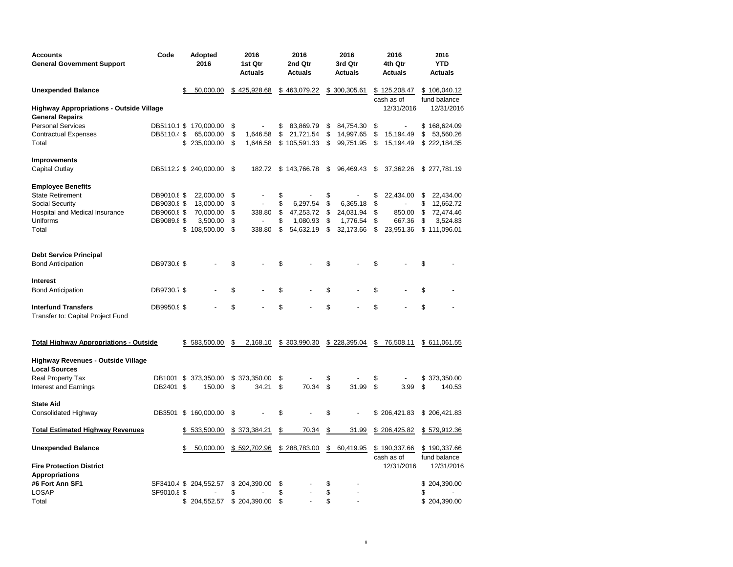| Accounts<br>General Government Support | Code | Adopted 2016 | 2016 1st Qtr Actuals | 2016 2nd Qtr Actuals | 2016 3rd Qtr Actuals | 2016 4th Qtr Actuals | 2016 YTD Actuals |
|---|---|---|---|---|---|---|---|
| **Unexpended Balance** | | $ 50,000.00 | $ 425,928.68 | $ 463,079.22 | $ 300,305.61 | $ 125,208.47 | $ 106,040.12 |
| | | | | | | cash as of 12/31/2016 | fund balance 12/31/2016 |
| **Highway Appropriations - Outside Village** | | | | | | | |
| **General Repairs** | | | | | | | |
| Personal Services | DB5110.1 | $ 170,000.00 | $ - | $ 83,869.79 | $ 84,754.30 | $ - | $ 168,624.09 |
| Contractual Expenses | DB5110.4 | $ 65,000.00 | $ 1,646.58 | $ 21,721.54 | $ 14,997.65 | $ 15,194.49 | $ 53,560.26 |
| Total | | $ 235,000.00 | $ 1,646.58 | $ 105,591.33 | $ 99,751.95 | $ 15,194.49 | $ 222,184.35 |
| **Improvements** | | | | | | | |
| Capital Outlay | DB5112.2 | $ 240,000.00 | $ 182.72 | $ 143,766.78 | $ 96,469.43 | $ 37,362.26 | $ 277,781.19 |
| **Employee Benefits** | | | | | | | |
| State Retirement | DB9010.8 | $ 22,000.00 | $ - | $ - | $ - | $ 22,434.00 | $ 22,434.00 |
| Social Security | DB9030.8 | $ 13,000.00 | $ - | $ 6,297.54 | $ 6,365.18 | $ - | $ 12,662.72 |
| Hospital and Medical Insurance | DB9060.8 | $ 70,000.00 | $ 338.80 | $ 47,253.72 | $ 24,031.94 | $ 850.00 | $ 72,474.46 |
| Uniforms | DB9089.8 | $ 3,500.00 | $ - | $ 1,080.93 | $ 1,776.54 | $ 667.36 | $ 3,524.83 |
| Total | | $ 108,500.00 | $ 338.80 | $ 54,632.19 | $ 32,173.66 | $ 23,951.36 | $ 111,096.01 |
| **Debt Service Principal** | | | | | | | |
| Bond Anticipation | DB9730.6 | $ - | $ - | $ - | $ - | $ - | $ - |
| **Interest** | | | | | | | |
| Bond Anticipation | DB9730.7 | $ - | $ - | $ - | $ - | $ - | $ - |
| **Interfund Transfers** | DB9950.9 | $ - | $ - | $ - | $ - | $ - | $ - |
| Transfer to: Capital Project Fund | | | | | | | |
| **Total Highway Appropriations - Outside** | | $ 583,500.00 | $ 2,168.10 | $ 303,990.30 | $ 228,395.04 | $ 76,508.11 | $ 611,061.55 |
| **Highway Revenues - Outside Village** | | | | | | | |
| **Local Sources** | | | | | | | |
| Real Property Tax | DB1001 | $ 373,350.00 | $ 373,350.00 | $ - | $ - | $ - | $ 373,350.00 |
| Interest and Earnings | DB2401 | $ 150.00 | $ 34.21 | $ 70.34 | $ 31.99 | $ 3.99 | $ 140.53 |
| **State Aid** | | | | | | | |
| Consolidated Highway | DB3501 | $ 160,000.00 | $ - | $ - | $ - | $ 206,421.83 | $ 206,421.83 |
| **Total Estimated Highway Revenues** | | $ 533,500.00 | $ 373,384.21 | $ 70.34 | $ 31.99 | $ 206,425.82 | $ 579,912.36 |
| **Unexpended Balance** | | $ 50,000.00 | $ 592,702.96 | $ 288,783.00 | $ 60,419.95 | $ 190,337.66 | $ 190,337.66 |
| | | | | | | cash as of 12/31/2016 | fund balance 12/31/2016 |
| **Fire Protection District** | | | | | | | |
| **Appropriations** | | | | | | | |
| **#6 Fort Ann SF1** | SF3410.4 | $ 204,552.57 | $ 204,390.00 | $ - | $ - | | $ 204,390.00 |
| LOSAP | SF9010.8 | $ - | $ - | $ - | $ - | | $ - |
| Total | | $ 204,552.57 | $ 204,390.00 | $ - | $ - | | $ 204,390.00 |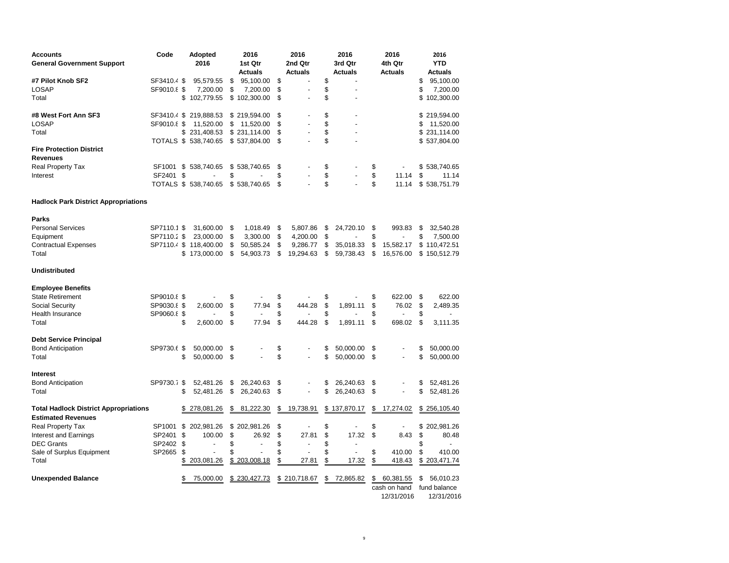| Accounts<br>General Government Support | Code | Adopted<br>2016 | 2016<br>1st Qtr<br>Actuals | 2016<br>2nd Qtr<br>Actuals | 2016<br>3rd Qtr<br>Actuals | 2016<br>4th Qtr<br>Actuals | 2016<br>YTD<br>Actuals |
|---|---|---|---|---|---|---|---|
| **#7 Pilot Knob SF2** | SF3410.4 | $ 95,579.55 | $ 95,100.00 | $ - | $ - | | $ 95,100.00 |
| LOSAP | SF9010.8 | $ 7,200.00 | $ 7,200.00 | $ - | $ - | | $ 7,200.00 |
| Total | | $ 102,779.55 | $ 102,300.00 | $ - | $ - | | $ 102,300.00 |
| | | | | | | | |
| **#8 West Fort Ann SF3** | SF3410.4 | $ 219,888.53 | $ 219,594.00 | $ - | $ - | | $ 219,594.00 |
| LOSAP | SF9010.8 | $ 11,520.00 | $ 11,520.00 | $ - | $ - | | $ 11,520.00 |
| Total | | $ 231,408.53 | $ 231,114.00 | $ - | $ - | | $ 231,114.00 |
| | TOTALS | $ 538,740.65 | $ 537,804.00 | $ - | $ - | | $ 537,804.00 |
| **Fire Protection District** | | | | | | | |
| **Revenues** | | | | | | | |
| Real Property Tax | SF1001 | $ 538,740.65 | $ 538,740.65 | $ - | $ - | $ - | $ 538,740.65 |
| Interest | SF2401 | $ - | $ - | $ - | $ - | $ 11.14 | $ 11.14 |
| | TOTALS | $ 538,740.65 | $ 538,740.65 | $ - | $ - | $ 11.14 | $ 538,751.79 |
| | | | | | | | |
| **Hadlock Park District Appropriations** | | | | | | | |
| | | | | | | | |
| **Parks** | | | | | | | |
| Personal Services | SP7110.1 | $ 31,600.00 | $ 1,018.49 | $ 5,807.86 | $ 24,720.10 | $ 993.83 | $ 32,540.28 |
| Equipment | SP7110.2 | $ 23,000.00 | $ 3,300.00 | $ 4,200.00 | $ - | $ - | $ 7,500.00 |
| Contractual Expenses | SP7110.4 | $ 118,400.00 | $ 50,585.24 | $ 9,286.77 | $ 35,018.33 | $ 15,582.17 | $ 110,472.51 |
| Total | | $ 173,000.00 | $ 54,903.73 | $ 19,294.63 | $ 59,738.43 | $ 16,576.00 | $ 150,512.79 |
| | | | | | | | |
| **Undistributed** | | | | | | | |
| | | | | | | | |
| **Employee Benefits** | | | | | | | |
| State Retirement | SP9010.8 | $ - | $ - | $ - | $ - | $ 622.00 | $ 622.00 |
| Social Security | SP9030.8 | $ 2,600.00 | $ 77.94 | $ 444.28 | $ 1,891.11 | $ 76.02 | $ 2,489.35 |
| Health Insurance | SP9060.8 | $ - | $ - | $ - | $ - | $ - | $ - |
| Total | | $ 2,600.00 | $ 77.94 | $ 444.28 | $ 1,891.11 | $ 698.02 | $ 3,111.35 |
| | | | | | | | |
| **Debt Service Principal** | | | | | | | |
| Bond Anticipation | SP9730.6 | $ 50,000.00 | $ - | $ - | $ 50,000.00 | $ - | $ 50,000.00 |
| Total | | $ 50,000.00 | $ - | $ - | $ 50,000.00 | $ - | $ 50,000.00 |
| | | | | | | | |
| **Interest** | | | | | | | |
| Bond Anticipation | SP9730.7 | $ 52,481.26 | $ 26,240.63 | $ - | $ 26,240.63 | $ - | $ 52,481.26 |
| Total | | $ 52,481.26 | $ 26,240.63 | $ - | $ 26,240.63 | $ - | $ 52,481.26 |
| | | | | | | | |
| **Total Hadlock District Appropriations** | | $ 278,081.26 | $ 81,222.30 | $ 19,738.91 | $ 137,870.17 | $ 17,274.02 | $ 256,105.40 |
| **Estimated Revenues** | | | | | | | |
| Real Property Tax | SP1001 | $ 202,981.26 | $ 202,981.26 | $ - | $ - | $ - | $ 202,981.26 |
| Interest and Earnings | SP2401 | $ 100.00 | $ 26.92 | $ 27.81 | $ 17.32 | $ 8.43 | $ 80.48 |
| DEC Grants | SP2402 | $ - | $ - | $ - | $ - | | $ - |
| Sale of Surplus Equipment | SP2665 | $ - | $ - | $ - | $ - | $ 410.00 | $ 410.00 |
| Total | | $ 203,081.26 | $ 203,008.18 | $ 27.81 | $ 17.32 | $ 418.43 | $ 203,471.74 |
| | | | | | | | |
| **Unexpended Balance** | | $ 75,000.00 | $ 230,427.73 | $ 210,718.67 | $ 72,865.82 | $ 60,381.55 | $ 56,010.23 |
| | | | | | | cash on hand<br>12/31/2016 | fund balance<br>12/31/2016 |